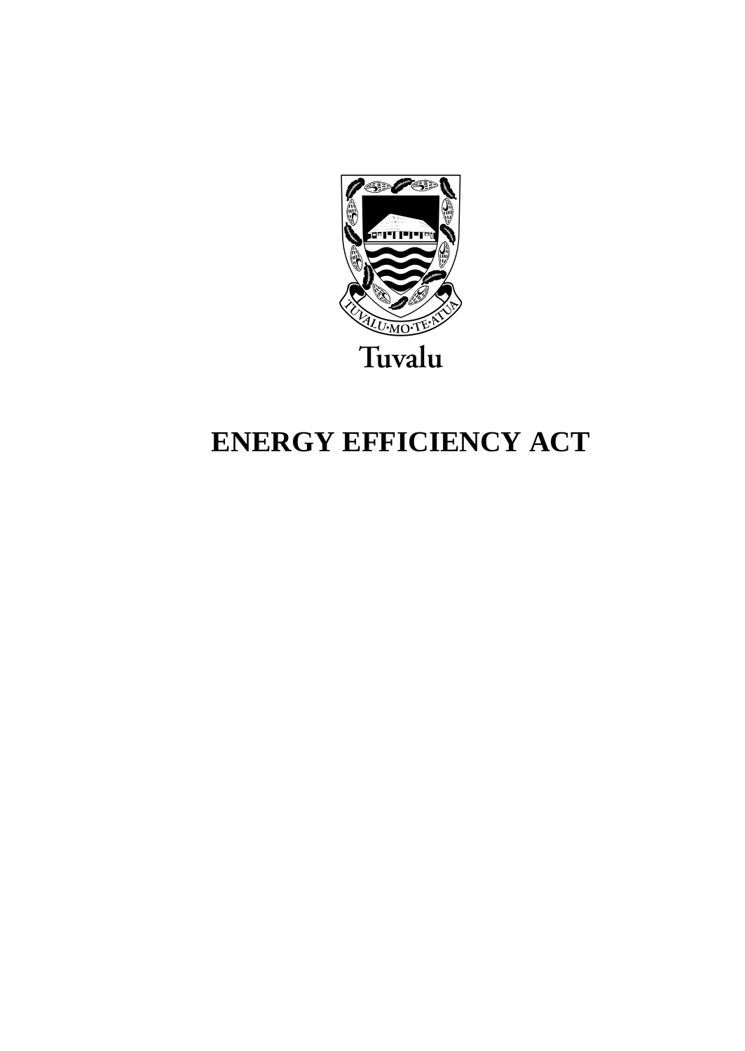TUVALU·MO·TE·ATUA

Tuvalu

# ENERGY EFFICIENCY ACT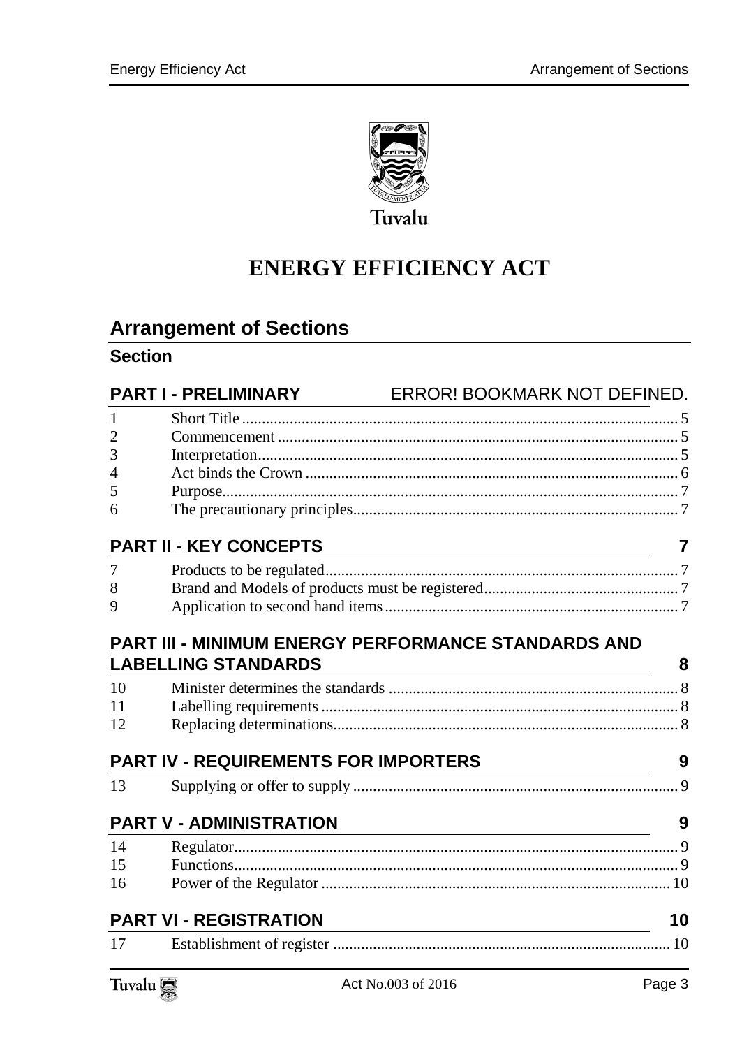Tuvalu

# ENERGY EFFICIENCY ACT

## Arrangement of Sections

### Section

### PART I - PRELIMINARY ERROR! BOOKMARK NOT DEFINED.

| | | |
|---|---|---|
| 1 | Short Title | 5 |
| 2 | Commencement | 5 |
| 3 | Interpretation | 5 |
| 4 | Act binds the Crown | 6 |
| 5 | Purpose | 7 |
| 6 | The precautionary principles | 7 |

### PART II - KEY CONCEPTS 7

| | | |
|---|---|---|
| 7 | Products to be regulated | 7 |
| 8 | Brand and Models of products must be registered | 7 |
| 9 | Application to second hand items | 7 |

### PART III - MINIMUM ENERGY PERFORMANCE STANDARDS AND LABELLING STANDARDS 8

| | | |
|---|---|---|
| 10 | Minister determines the standards | 8 |
| 11 | Labelling requirements | 8 |
| 12 | Replacing determinations | 8 |

### PART IV - REQUIREMENTS FOR IMPORTERS 9

| | | |
|---|---|---|
| 13 | Supplying or offer to supply | 9 |

### PART V - ADMINISTRATION 9

| | | |
|---|---|---|
| 14 | Regulator | 9 |
| 15 | Functions | 9 |
| 16 | Power of the Regulator | 10 |

### PART VI - REGISTRATION 10

| | | |
|---|---|---|
| 17 | Establishment of register | 10 |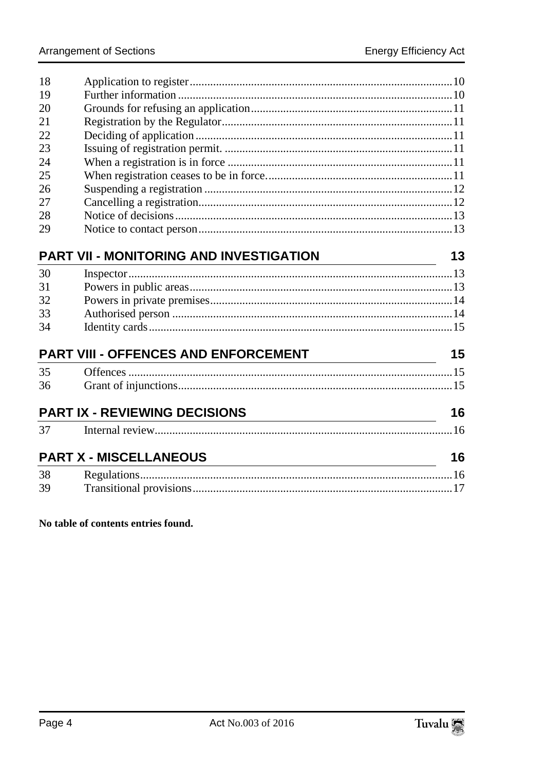| | | |
|---|---|---|
| 18 | Application to register | 10 |
| 19 | Further information | 10 |
| 20 | Grounds for refusing an application | 11 |
| 21 | Registration by the Regulator | 11 |
| 22 | Deciding of application | 11 |
| 23 | Issuing of registration permit. | 11 |
| 24 | When a registration is in force | 11 |
| 25 | When registration ceases to be in force. | 11 |
| 26 | Suspending a registration | 12 |
| 27 | Cancelling a registration. | 12 |
| 28 | Notice of decisions | 13 |
| 29 | Notice to contact person | 13 |

## PART VII - MONITORING AND INVESTIGATION 13

| | | |
|---|---|---|
| 30 | Inspector | 13 |
| 31 | Powers in public areas | 13 |
| 32 | Powers in private premises | 14 |
| 33 | Authorised person | 14 |
| 34 | Identity cards | 15 |

## PART VIII - OFFENCES AND ENFORCEMENT 15

| | | |
|---|---|---|
| 35 | Offences | 15 |
| 36 | Grant of injunctions | 15 |

## PART IX - REVIEWING DECISIONS 16

| | | |
|---|---|---|
| 37 | Internal review | 16 |

## PART X - MISCELLANEOUS 16

| | | |
|---|---|---|
| 38 | Regulations | 16 |
| 39 | Transitional provisions | 17 |

**No table of contents entries found.**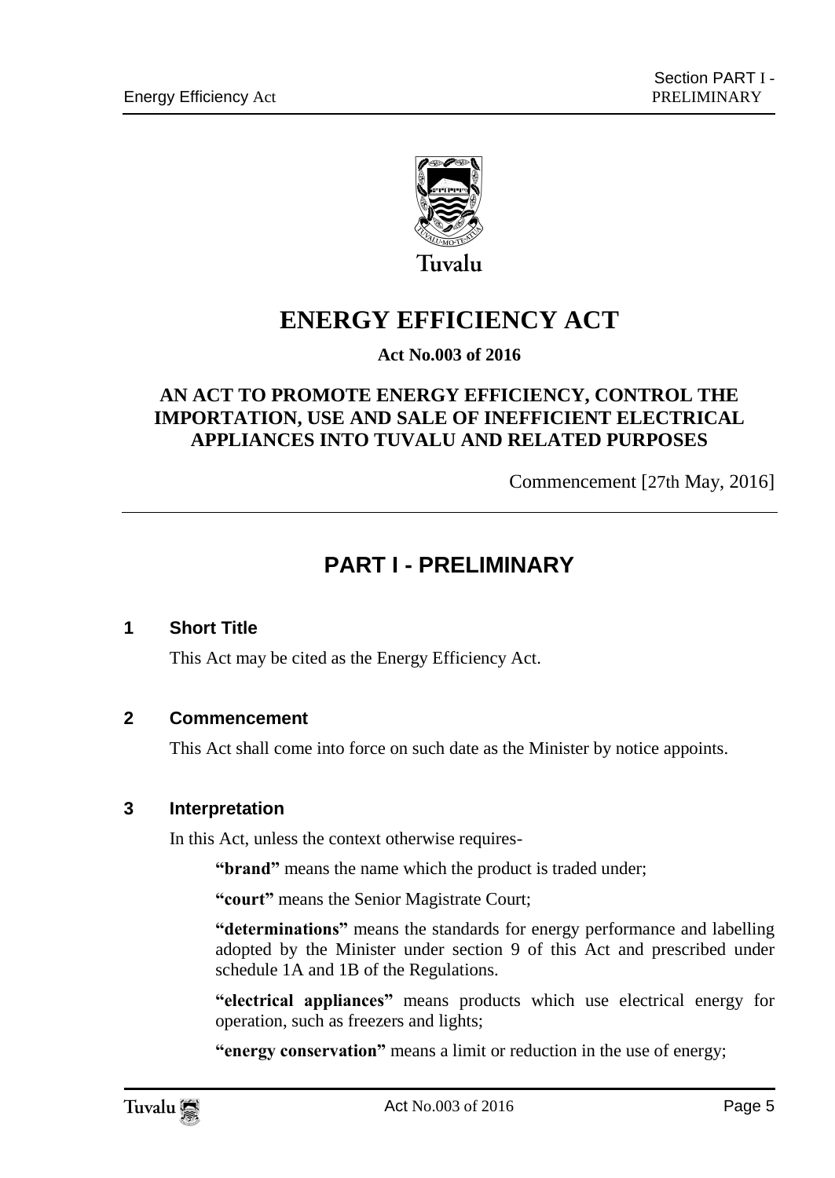Tuvalu

# ENERGY EFFICIENCY ACT

**Act No.003 of 2016**

**AN ACT TO PROMOTE ENERGY EFFICIENCY, CONTROL THE IMPORTATION, USE AND SALE OF INEFFICIENT ELECTRICAL APPLIANCES INTO TUVALU AND RELATED PURPOSES**

Commencement [27th May, 2016]

## PART I - PRELIMINARY

### 1 Short Title

This Act may be cited as the Energy Efficiency Act.

### 2 Commencement

This Act shall come into force on such date as the Minister by notice appoints.

### 3 Interpretation

In this Act, unless the context otherwise requires-

**"brand"** means the name which the product is traded under;

**"court"** means the Senior Magistrate Court;

**"determinations"** means the standards for energy performance and labelling adopted by the Minister under section 9 of this Act and prescribed under schedule 1A and 1B of the Regulations.

**"electrical appliances"** means products which use electrical energy for operation, such as freezers and lights;

**"energy conservation"** means a limit or reduction in the use of energy;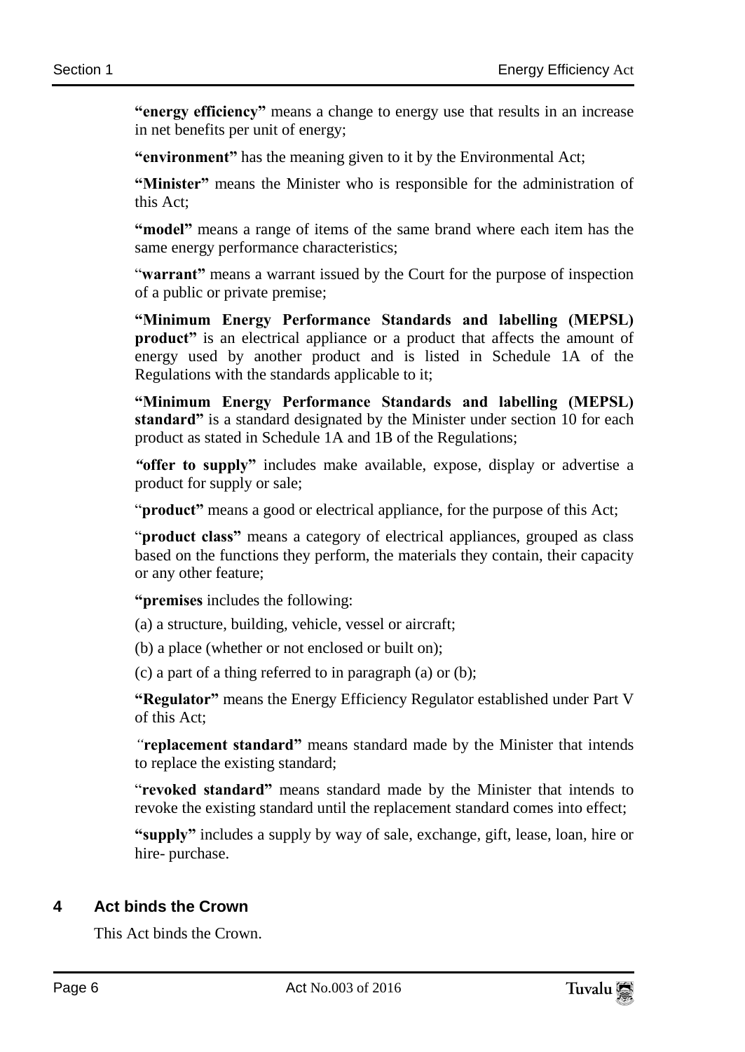**"energy efficiency"** means a change to energy use that results in an increase in net benefits per unit of energy;

**"environment"** has the meaning given to it by the Environmental Act;

**"Minister"** means the Minister who is responsible for the administration of this Act;

**"model"** means a range of items of the same brand where each item has the same energy performance characteristics;

"**warrant"** means a warrant issued by the Court for the purpose of inspection of a public or private premise;

**"Minimum Energy Performance Standards and labelling (MEPSL) product"** is an electrical appliance or a product that affects the amount of energy used by another product and is listed in Schedule 1A of the Regulations with the standards applicable to it;

**"Minimum Energy Performance Standards and labelling (MEPSL) standard"** is a standard designated by the Minister under section 10 for each product as stated in Schedule 1A and 1B of the Regulations;

**"offer to supply"** includes make available, expose, display or advertise a product for supply or sale;

"**product"** means a good or electrical appliance, for the purpose of this Act;

"**product class"** means a category of electrical appliances, grouped as class based on the functions they perform, the materials they contain, their capacity or any other feature;

**"premises** includes the following:

(a) a structure, building, vehicle, vessel or aircraft;

(b) a place (whether or not enclosed or built on);

(c) a part of a thing referred to in paragraph (a) or (b);

**"Regulator"** means the Energy Efficiency Regulator established under Part V of this Act;

"**replacement standard"** means standard made by the Minister that intends to replace the existing standard;

"**revoked standard"** means standard made by the Minister that intends to revoke the existing standard until the replacement standard comes into effect;

**"supply"** includes a supply by way of sale, exchange, gift, lease, loan, hire or hire- purchase.

## 4 Act binds the Crown

This Act binds the Crown.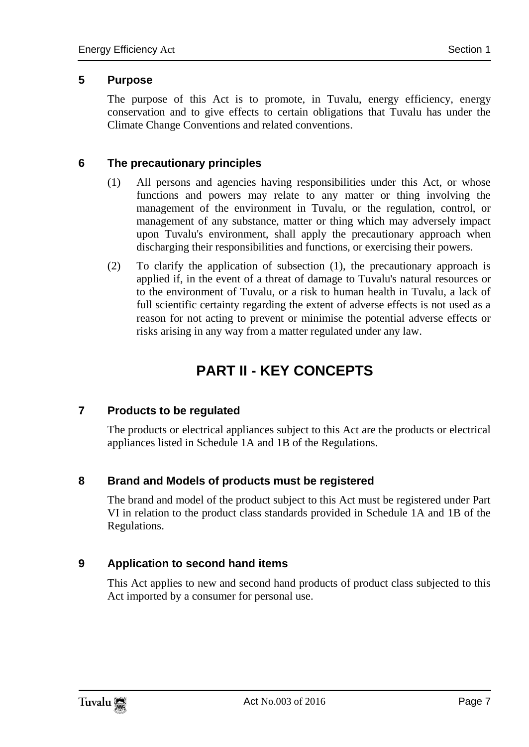### 5 Purpose

The purpose of this Act is to promote, in Tuvalu, energy efficiency, energy conservation and to give effects to certain obligations that Tuvalu has under the Climate Change Conventions and related conventions.

### 6 The precautionary principles

(1) All persons and agencies having responsibilities under this Act, or whose functions and powers may relate to any matter or thing involving the management of the environment in Tuvalu, or the regulation, control, or management of any substance, matter or thing which may adversely impact upon Tuvalu's environment, shall apply the precautionary approach when discharging their responsibilities and functions, or exercising their powers.

(2) To clarify the application of subsection (1), the precautionary approach is applied if, in the event of a threat of damage to Tuvalu's natural resources or to the environment of Tuvalu, or a risk to human health in Tuvalu, a lack of full scientific certainty regarding the extent of adverse effects is not used as a reason for not acting to prevent or minimise the potential adverse effects or risks arising in any way from a matter regulated under any law.

## PART II - KEY CONCEPTS

### 7 Products to be regulated

The products or electrical appliances subject to this Act are the products or electrical appliances listed in Schedule 1A and 1B of the Regulations.

### 8 Brand and Models of products must be registered

The brand and model of the product subject to this Act must be registered under Part VI in relation to the product class standards provided in Schedule 1A and 1B of the Regulations.

### 9 Application to second hand items

This Act applies to new and second hand products of product class subjected to this Act imported by a consumer for personal use.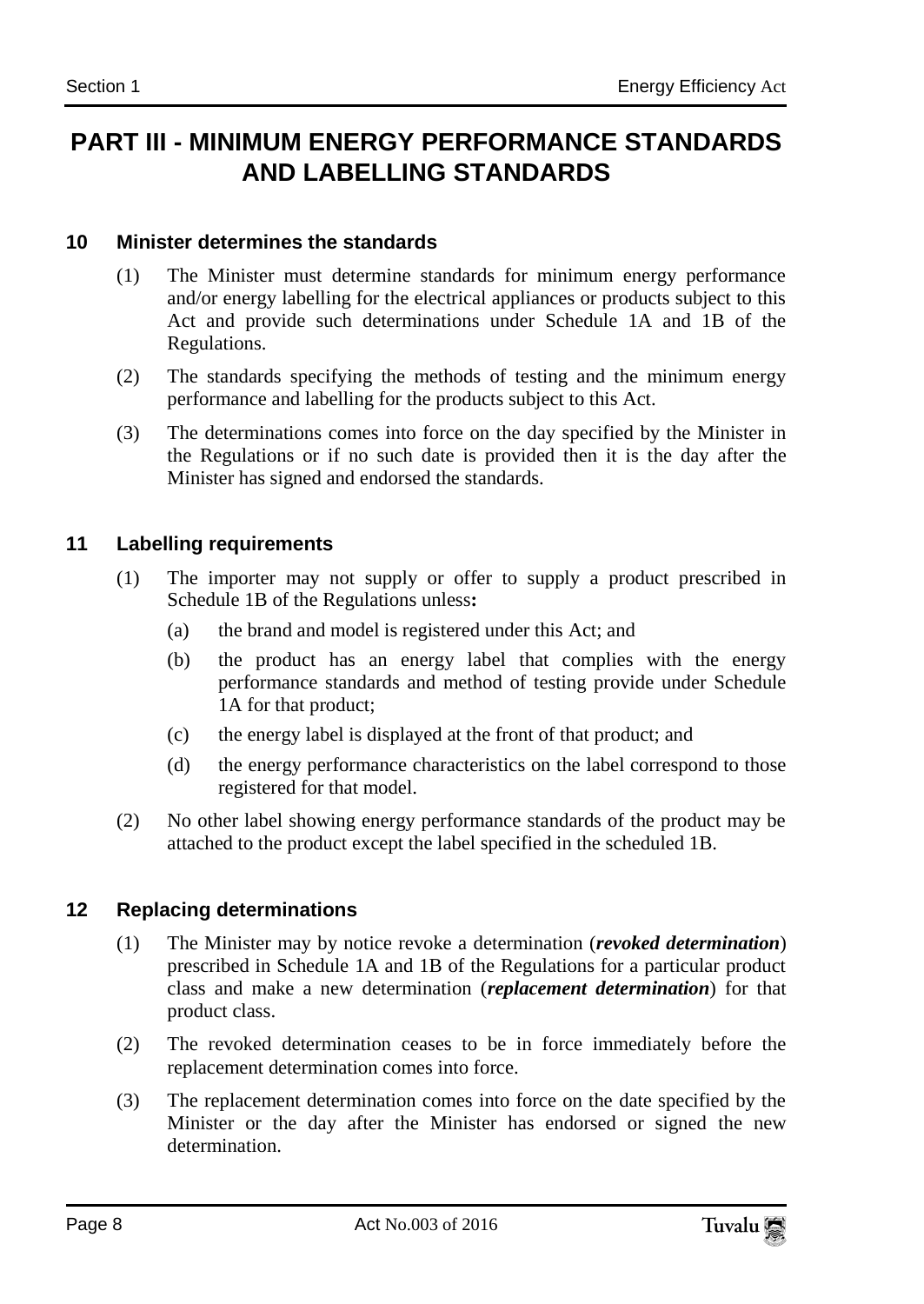# PART III - MINIMUM ENERGY PERFORMANCE STANDARDS AND LABELLING STANDARDS

### 10 Minister determines the standards

(1) The Minister must determine standards for minimum energy performance and/or energy labelling for the electrical appliances or products subject to this Act and provide such determinations under Schedule 1A and 1B of the Regulations.

(2) The standards specifying the methods of testing and the minimum energy performance and labelling for the products subject to this Act.

(3) The determinations comes into force on the day specified by the Minister in the Regulations or if no such date is provided then it is the day after the Minister has signed and endorsed the standards.

### 11 Labelling requirements

(1) The importer may not supply or offer to supply a product prescribed in Schedule 1B of the Regulations unless**:**

- (a) the brand and model is registered under this Act; and
- (b) the product has an energy label that complies with the energy performance standards and method of testing provide under Schedule 1A for that product;
- (c) the energy label is displayed at the front of that product; and
- (d) the energy performance characteristics on the label correspond to those registered for that model.

(2) No other label showing energy performance standards of the product may be attached to the product except the label specified in the scheduled 1B.

### 12 Replacing determinations

(1) The Minister may by notice revoke a determination (***revoked determination***) prescribed in Schedule 1A and 1B of the Regulations for a particular product class and make a new determination (***replacement determination***) for that product class.

(2) The revoked determination ceases to be in force immediately before the replacement determination comes into force.

(3) The replacement determination comes into force on the date specified by the Minister or the day after the Minister has endorsed or signed the new determination.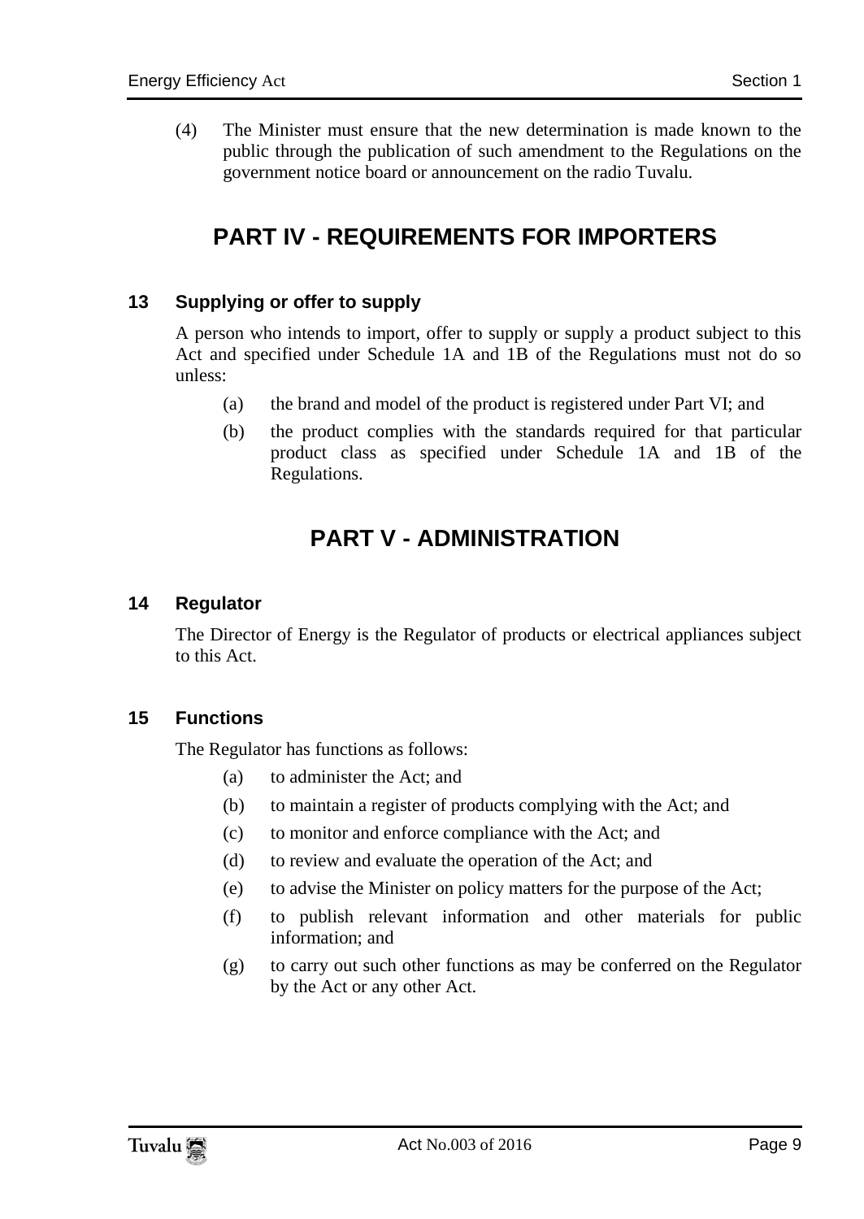(4) The Minister must ensure that the new determination is made known to the public through the publication of such amendment to the Regulations on the government notice board or announcement on the radio Tuvalu.

## PART IV - REQUIREMENTS FOR IMPORTERS

### 13 Supplying or offer to supply

A person who intends to import, offer to supply or supply a product subject to this Act and specified under Schedule 1A and 1B of the Regulations must not do so unless:

(a) the brand and model of the product is registered under Part VI; and

(b) the product complies with the standards required for that particular product class as specified under Schedule 1A and 1B of the Regulations.

## PART V - ADMINISTRATION

### 14 Regulator

The Director of Energy is the Regulator of products or electrical appliances subject to this Act.

### 15 Functions

The Regulator has functions as follows:

(a) to administer the Act; and

(b) to maintain a register of products complying with the Act; and

(c) to monitor and enforce compliance with the Act; and

(d) to review and evaluate the operation of the Act; and

(e) to advise the Minister on policy matters for the purpose of the Act;

(f) to publish relevant information and other materials for public information; and

(g) to carry out such other functions as may be conferred on the Regulator by the Act or any other Act.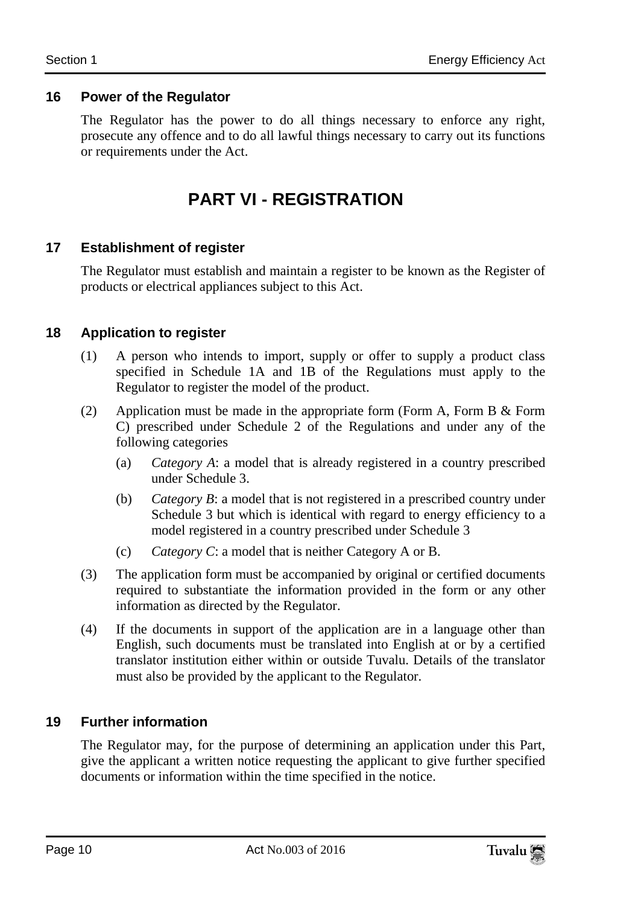### 16 Power of the Regulator

The Regulator has the power to do all things necessary to enforce any right, prosecute any offence and to do all lawful things necessary to carry out its functions or requirements under the Act.

## PART VI - REGISTRATION

### 17 Establishment of register

The Regulator must establish and maintain a register to be known as the Register of products or electrical appliances subject to this Act.

### 18 Application to register

(1) A person who intends to import, supply or offer to supply a product class specified in Schedule 1A and 1B of the Regulations must apply to the Regulator to register the model of the product.

(2) Application must be made in the appropriate form (Form A, Form B & Form C) prescribed under Schedule 2 of the Regulations and under any of the following categories

(a) *Category A*: a model that is already registered in a country prescribed under Schedule 3.

(b) *Category B*: a model that is not registered in a prescribed country under Schedule 3 but which is identical with regard to energy efficiency to a model registered in a country prescribed under Schedule 3

(c) *Category C*: a model that is neither Category A or B.

(3) The application form must be accompanied by original or certified documents required to substantiate the information provided in the form or any other information as directed by the Regulator.

(4) If the documents in support of the application are in a language other than English, such documents must be translated into English at or by a certified translator institution either within or outside Tuvalu. Details of the translator must also be provided by the applicant to the Regulator.

### 19 Further information

The Regulator may, for the purpose of determining an application under this Part, give the applicant a written notice requesting the applicant to give further specified documents or information within the time specified in the notice.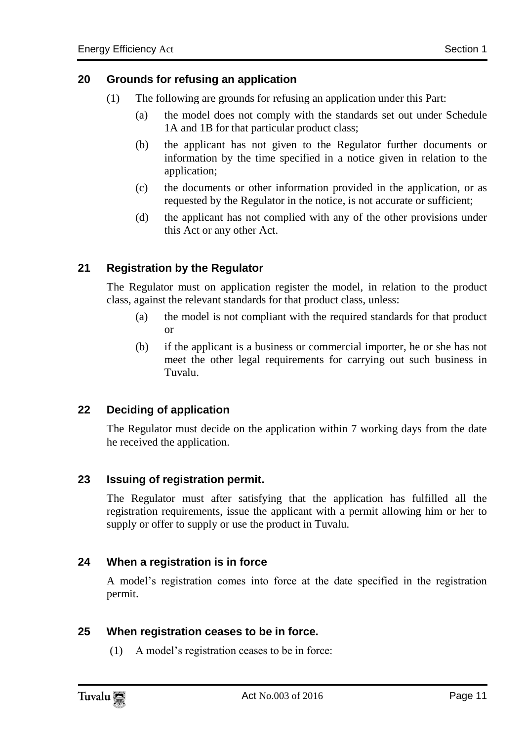## 20 Grounds for refusing an application

(1) The following are grounds for refusing an application under this Part:

(a) the model does not comply with the standards set out under Schedule 1A and 1B for that particular product class;

(b) the applicant has not given to the Regulator further documents or information by the time specified in a notice given in relation to the application;

(c) the documents or other information provided in the application, or as requested by the Regulator in the notice, is not accurate or sufficient;

(d) the applicant has not complied with any of the other provisions under this Act or any other Act.

## 21 Registration by the Regulator

The Regulator must on application register the model, in relation to the product class, against the relevant standards for that product class, unless:

(a) the model is not compliant with the required standards for that product or

(b) if the applicant is a business or commercial importer, he or she has not meet the other legal requirements for carrying out such business in Tuvalu.

## 22 Deciding of application

The Regulator must decide on the application within 7 working days from the date he received the application.

## 23 Issuing of registration permit.

The Regulator must after satisfying that the application has fulfilled all the registration requirements, issue the applicant with a permit allowing him or her to supply or offer to supply or use the product in Tuvalu.

## 24 When a registration is in force

A model's registration comes into force at the date specified in the registration permit.

## 25 When registration ceases to be in force.

(1) A model's registration ceases to be in force: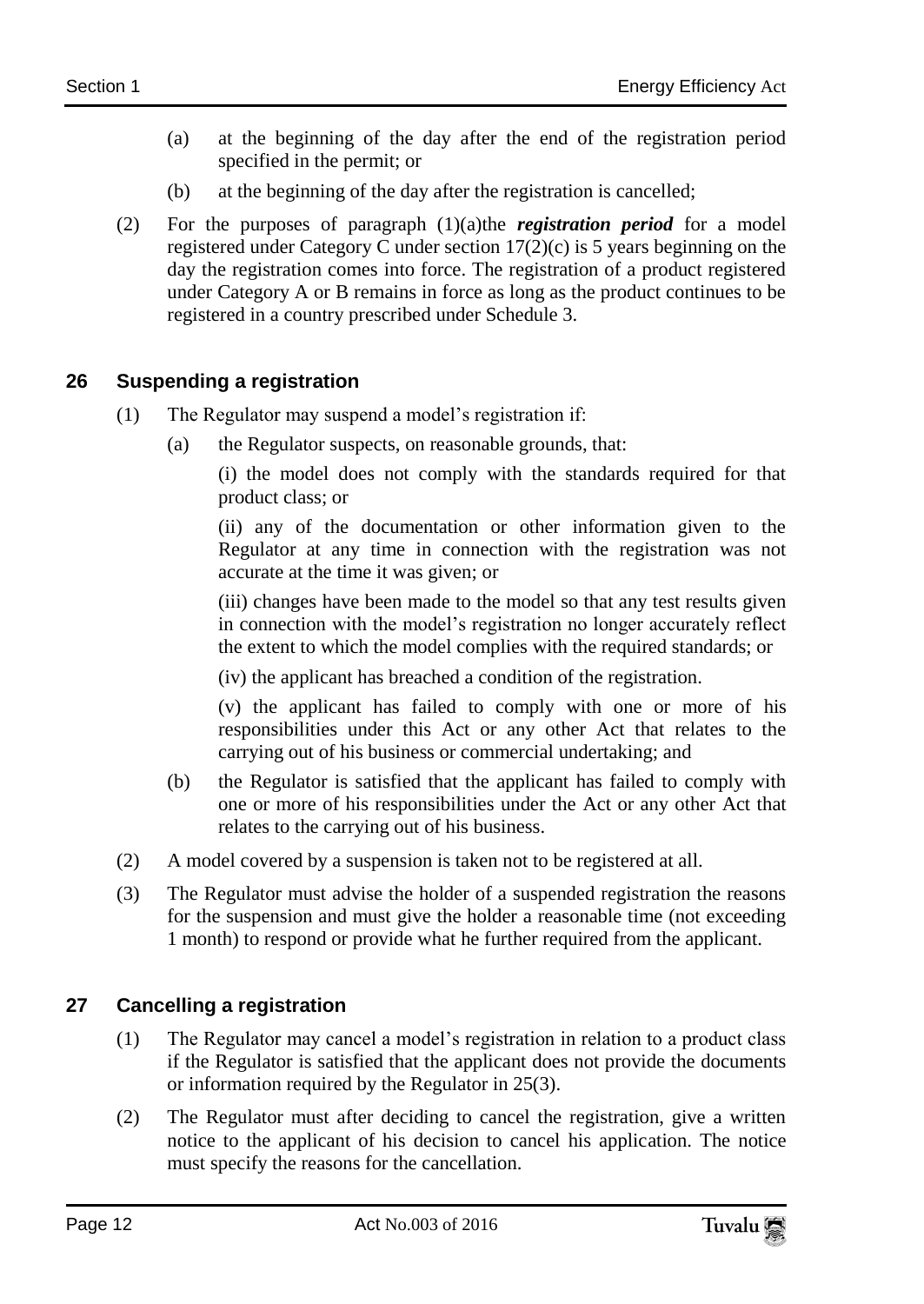(a) at the beginning of the day after the end of the registration period specified in the permit; or

(b) at the beginning of the day after the registration is cancelled;

(2) For the purposes of paragraph (1)(a)the ***registration period*** for a model registered under Category C under section 17(2)(c) is 5 years beginning on the day the registration comes into force. The registration of a product registered under Category A or B remains in force as long as the product continues to be registered in a country prescribed under Schedule 3.

## 26 Suspending a registration

(1) The Regulator may suspend a model's registration if:

(a) the Regulator suspects, on reasonable grounds, that:

(i) the model does not comply with the standards required for that product class; or

(ii) any of the documentation or other information given to the Regulator at any time in connection with the registration was not accurate at the time it was given; or

(iii) changes have been made to the model so that any test results given in connection with the model's registration no longer accurately reflect the extent to which the model complies with the required standards; or

(iv) the applicant has breached a condition of the registration.

(v) the applicant has failed to comply with one or more of his responsibilities under this Act or any other Act that relates to the carrying out of his business or commercial undertaking; and

(b) the Regulator is satisfied that the applicant has failed to comply with one or more of his responsibilities under the Act or any other Act that relates to the carrying out of his business.

(2) A model covered by a suspension is taken not to be registered at all.

(3) The Regulator must advise the holder of a suspended registration the reasons for the suspension and must give the holder a reasonable time (not exceeding 1 month) to respond or provide what he further required from the applicant.

## 27 Cancelling a registration

(1) The Regulator may cancel a model's registration in relation to a product class if the Regulator is satisfied that the applicant does not provide the documents or information required by the Regulator in 25(3).

(2) The Regulator must after deciding to cancel the registration, give a written notice to the applicant of his decision to cancel his application. The notice must specify the reasons for the cancellation.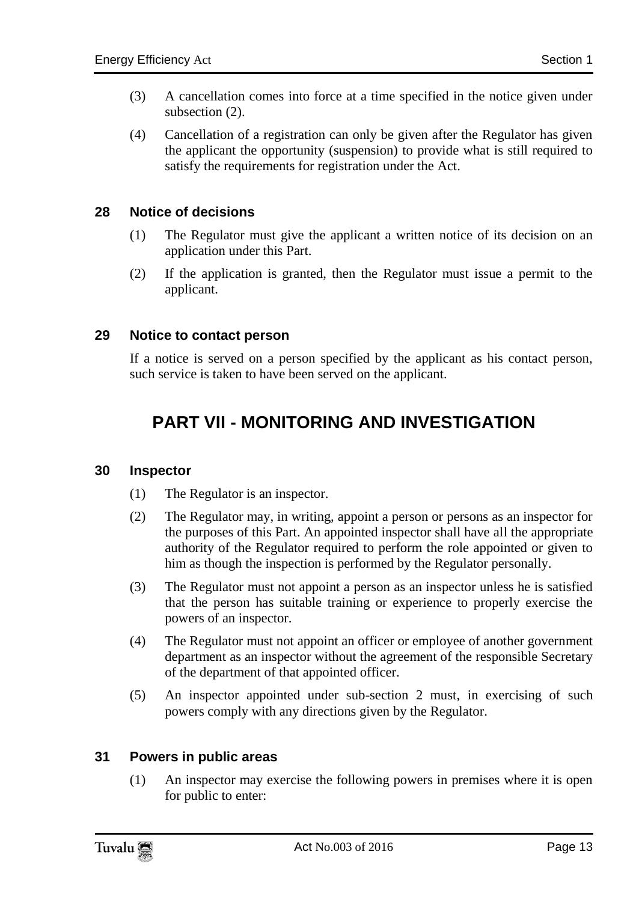(3) A cancellation comes into force at a time specified in the notice given under subsection (2).

(4) Cancellation of a registration can only be given after the Regulator has given the applicant the opportunity (suspension) to provide what is still required to satisfy the requirements for registration under the Act.

### 28 Notice of decisions

(1) The Regulator must give the applicant a written notice of its decision on an application under this Part.

(2) If the application is granted, then the Regulator must issue a permit to the applicant.

### 29 Notice to contact person

If a notice is served on a person specified by the applicant as his contact person, such service is taken to have been served on the applicant.

## PART VII - MONITORING AND INVESTIGATION

### 30 Inspector

(1) The Regulator is an inspector.

(2) The Regulator may, in writing, appoint a person or persons as an inspector for the purposes of this Part. An appointed inspector shall have all the appropriate authority of the Regulator required to perform the role appointed or given to him as though the inspection is performed by the Regulator personally.

(3) The Regulator must not appoint a person as an inspector unless he is satisfied that the person has suitable training or experience to properly exercise the powers of an inspector.

(4) The Regulator must not appoint an officer or employee of another government department as an inspector without the agreement of the responsible Secretary of the department of that appointed officer.

(5) An inspector appointed under sub-section 2 must, in exercising of such powers comply with any directions given by the Regulator.

### 31 Powers in public areas

(1) An inspector may exercise the following powers in premises where it is open for public to enter: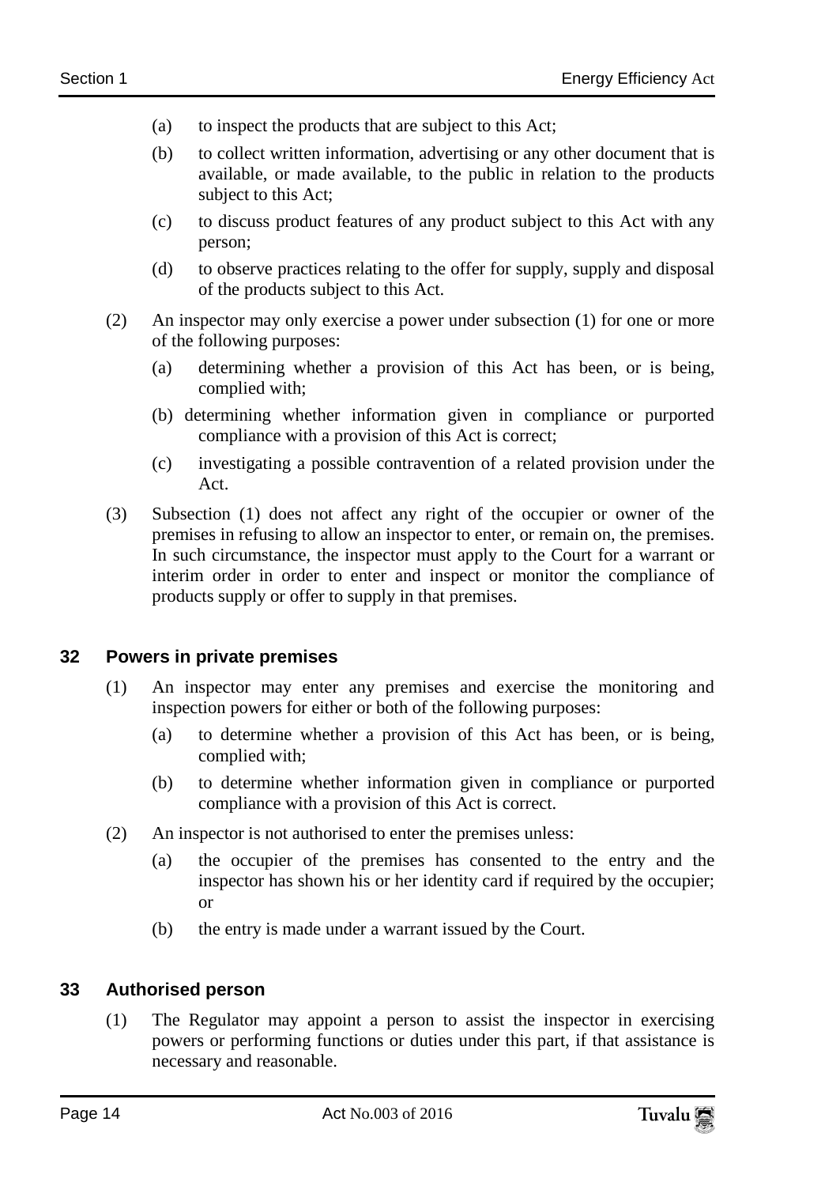(a) to inspect the products that are subject to this Act;

(b) to collect written information, advertising or any other document that is available, or made available, to the public in relation to the products subject to this Act;

(c) to discuss product features of any product subject to this Act with any person;

(d) to observe practices relating to the offer for supply, supply and disposal of the products subject to this Act.

(2) An inspector may only exercise a power under subsection (1) for one or more of the following purposes:

(a) determining whether a provision of this Act has been, or is being, complied with;

(b) determining whether information given in compliance or purported compliance with a provision of this Act is correct;

(c) investigating a possible contravention of a related provision under the Act.

(3) Subsection (1) does not affect any right of the occupier or owner of the premises in refusing to allow an inspector to enter, or remain on, the premises. In such circumstance, the inspector must apply to the Court for a warrant or interim order in order to enter and inspect or monitor the compliance of products supply or offer to supply in that premises.

### 32 Powers in private premises

(1) An inspector may enter any premises and exercise the monitoring and inspection powers for either or both of the following purposes:

(a) to determine whether a provision of this Act has been, or is being, complied with;

(b) to determine whether information given in compliance or purported compliance with a provision of this Act is correct.

(2) An inspector is not authorised to enter the premises unless:

(a) the occupier of the premises has consented to the entry and the inspector has shown his or her identity card if required by the occupier; or

(b) the entry is made under a warrant issued by the Court.

### 33 Authorised person

(1) The Regulator may appoint a person to assist the inspector in exercising powers or performing functions or duties under this part, if that assistance is necessary and reasonable.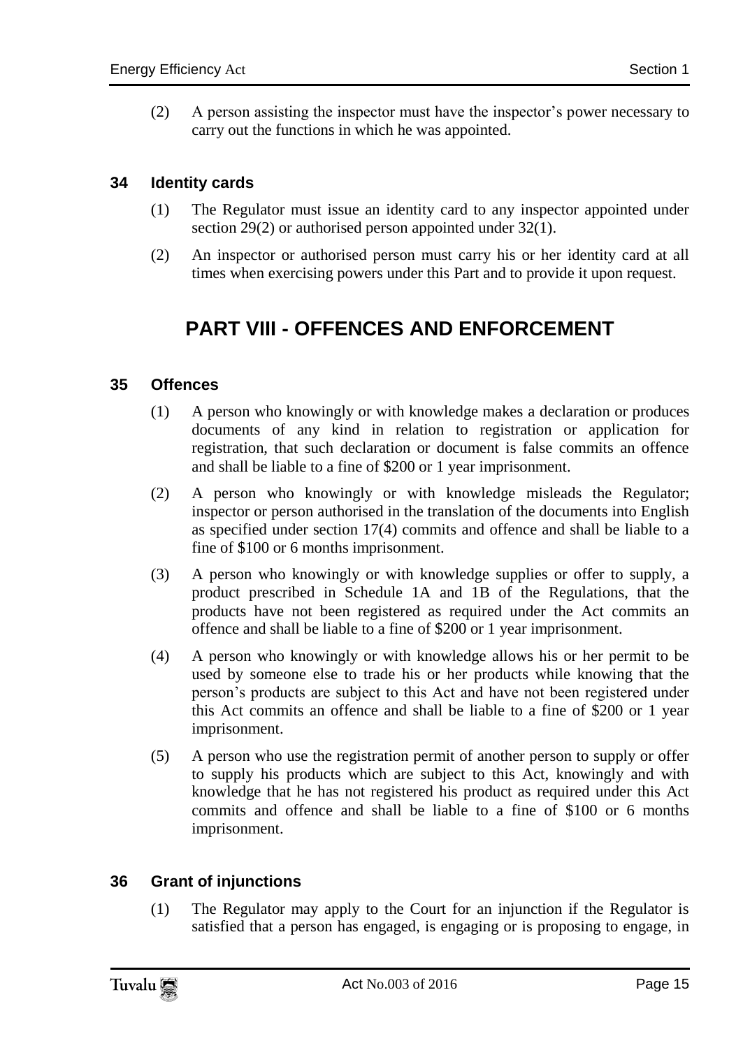(2) A person assisting the inspector must have the inspector's power necessary to carry out the functions in which he was appointed.

### 34 Identity cards

(1) The Regulator must issue an identity card to any inspector appointed under section 29(2) or authorised person appointed under 32(1).

(2) An inspector or authorised person must carry his or her identity card at all times when exercising powers under this Part and to provide it upon request.

## PART VIII - OFFENCES AND ENFORCEMENT

### 35 Offences

(1) A person who knowingly or with knowledge makes a declaration or produces documents of any kind in relation to registration or application for registration, that such declaration or document is false commits an offence and shall be liable to a fine of $200 or 1 year imprisonment.

(2) A person who knowingly or with knowledge misleads the Regulator; inspector or person authorised in the translation of the documents into English as specified under section 17(4) commits and offence and shall be liable to a fine of $100 or 6 months imprisonment.

(3) A person who knowingly or with knowledge supplies or offer to supply, a product prescribed in Schedule 1A and 1B of the Regulations, that the products have not been registered as required under the Act commits an offence and shall be liable to a fine of $200 or 1 year imprisonment.

(4) A person who knowingly or with knowledge allows his or her permit to be used by someone else to trade his or her products while knowing that the person's products are subject to this Act and have not been registered under this Act commits an offence and shall be liable to a fine of $200 or 1 year imprisonment.

(5) A person who use the registration permit of another person to supply or offer to supply his products which are subject to this Act, knowingly and with knowledge that he has not registered his product as required under this Act commits and offence and shall be liable to a fine of $100 or 6 months imprisonment.

### 36 Grant of injunctions

(1) The Regulator may apply to the Court for an injunction if the Regulator is satisfied that a person has engaged, is engaging or is proposing to engage, in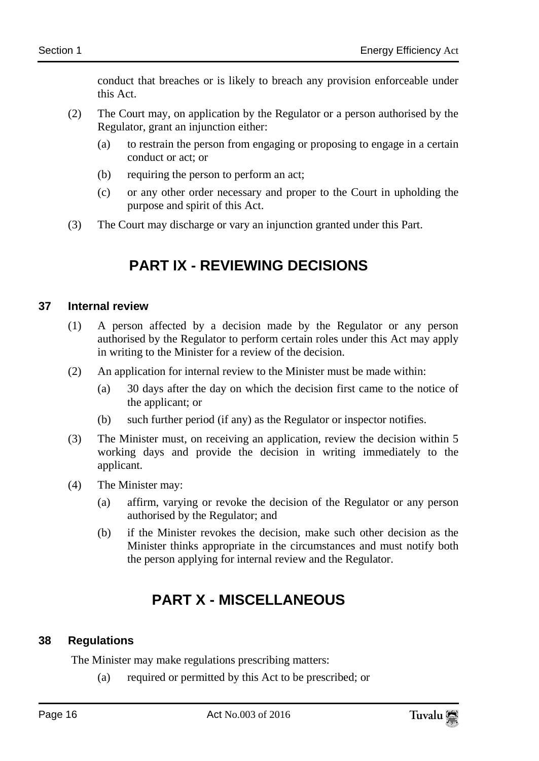conduct that breaches or is likely to breach any provision enforceable under this Act.

(2) The Court may, on application by the Regulator or a person authorised by the Regulator, grant an injunction either:

(a) to restrain the person from engaging or proposing to engage in a certain conduct or act; or

(b) requiring the person to perform an act;

(c) or any other order necessary and proper to the Court in upholding the purpose and spirit of this Act.

(3) The Court may discharge or vary an injunction granted under this Part.

# PART IX - REVIEWING DECISIONS

### 37 Internal review

(1) A person affected by a decision made by the Regulator or any person authorised by the Regulator to perform certain roles under this Act may apply in writing to the Minister for a review of the decision.

(2) An application for internal review to the Minister must be made within:

(a) 30 days after the day on which the decision first came to the notice of the applicant; or

(b) such further period (if any) as the Regulator or inspector notifies.

(3) The Minister must, on receiving an application, review the decision within 5 working days and provide the decision in writing immediately to the applicant.

(4) The Minister may:

(a) affirm, varying or revoke the decision of the Regulator or any person authorised by the Regulator; and

(b) if the Minister revokes the decision, make such other decision as the Minister thinks appropriate in the circumstances and must notify both the person applying for internal review and the Regulator.

# PART X - MISCELLANEOUS

### 38 Regulations

The Minister may make regulations prescribing matters:

(a) required or permitted by this Act to be prescribed; or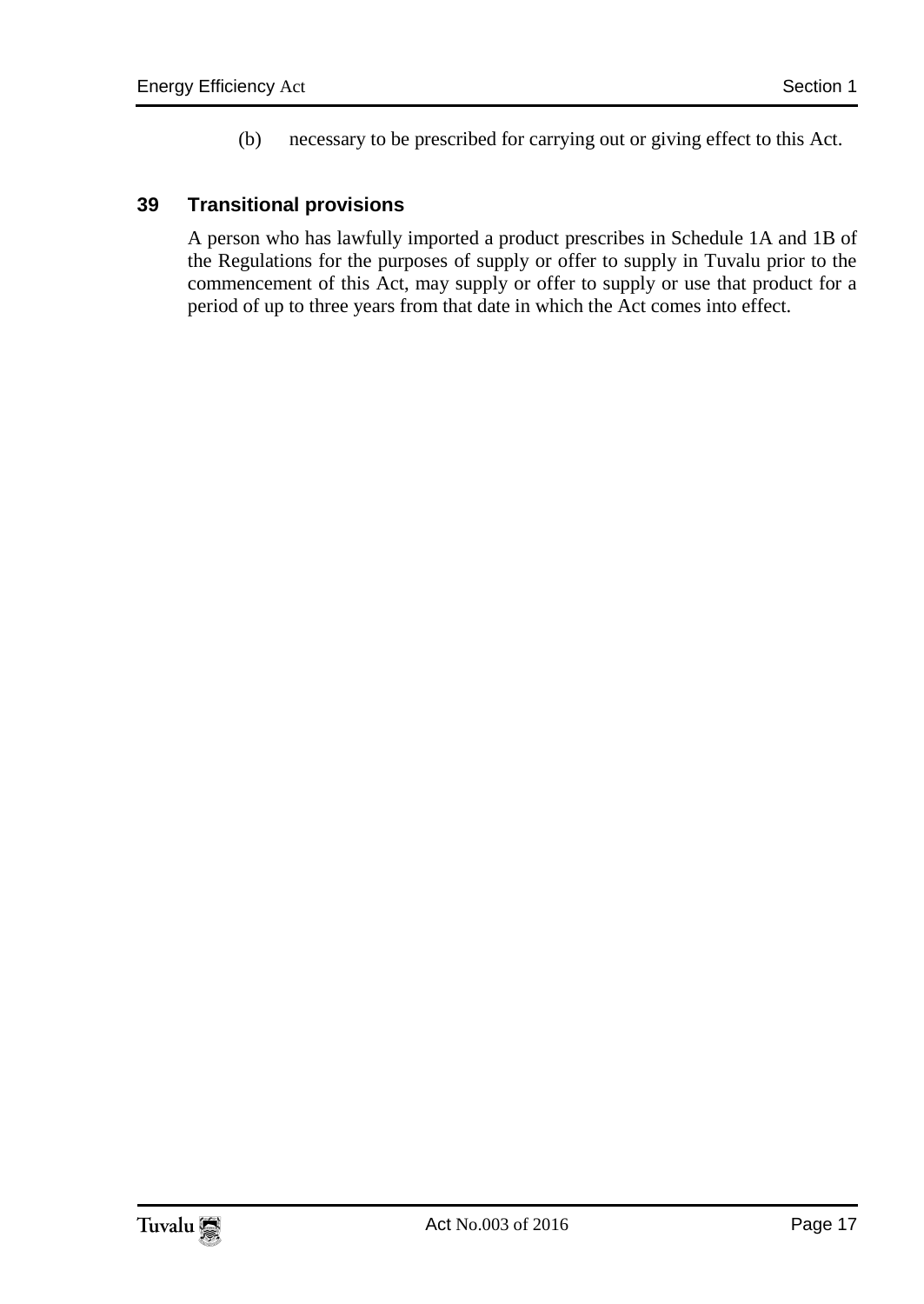(b) necessary to be prescribed for carrying out or giving effect to this Act.

## 39 Transitional provisions

A person who has lawfully imported a product prescribes in Schedule 1A and 1B of the Regulations for the purposes of supply or offer to supply in Tuvalu prior to the commencement of this Act, may supply or offer to supply or use that product for a period of up to three years from that date in which the Act comes into effect.